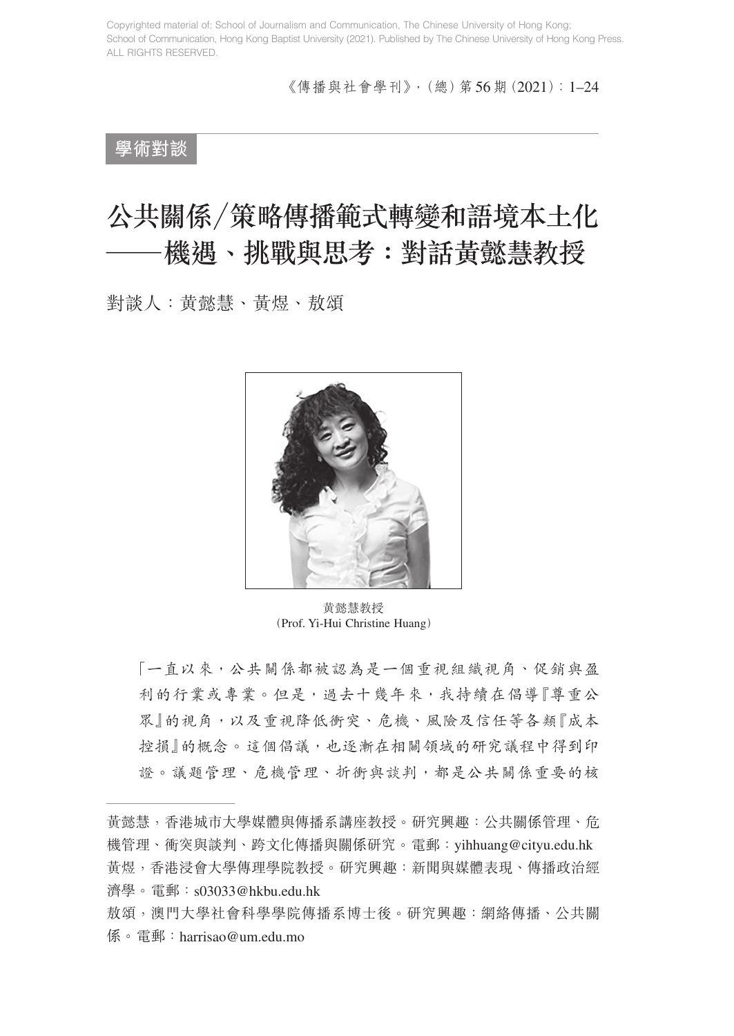Copyrighted material of: School of Journalism and Communication, The Chinese University of Hong Kong; School of Communication, Hong Kong Baptist University (2021). Published by The Chinese University of Hong Kong Press. ALL RIGHTS RESERVED.

學術對談

# 公共關係／策略傳播範式轉變和語境本土化——機遇、挑戰與思考：對話黃懿慧教授

對談人：黃懿慧、黃煜、敖頌

黃懿慧教授
（Prof. Yi-Hui Christine Huang）

「一直以來，公共關係都被認為是一個重視組織視角、促銷與盈利的行業或專業。但是，過去十幾年來，我持續在倡導『尊重公眾』的視角，以及重視降低衝突、危機、風險及信任等各類『成本控損』的概念。這個倡議，也逐漸在相關領域的研究議程中得到印證。議題管理、危機管理、折衝與談判，都是公共關係重要的核

---

黃懿慧，香港城市大學媒體與傳播系講座教授。研究興趣：公共關係管理、危機管理、衝突與談判、跨文化傳播與關係研究。電郵：yihhuang@cityu.edu.hk

黃煜，香港浸會大學傳理學院教授。研究興趣：新聞與媒體表現、傳播政治經濟學。電郵：s03033@hkbu.edu.hk

敖頌，澳門大學社會科學學院傳播系博士後。研究興趣：網絡傳播、公共關係。電郵：harrisao@um.edu.mo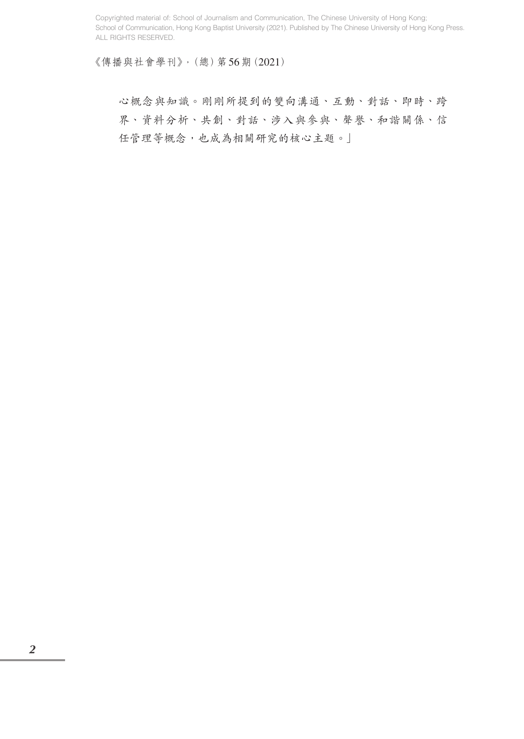心概念與知識。剛剛所提到的雙向溝通、互動、對話、即時、跨界、資料分析、共創、對話、涉入與參與、聲譽、和諧關係、信任管理等概念，也成為相關研究的核心主題。」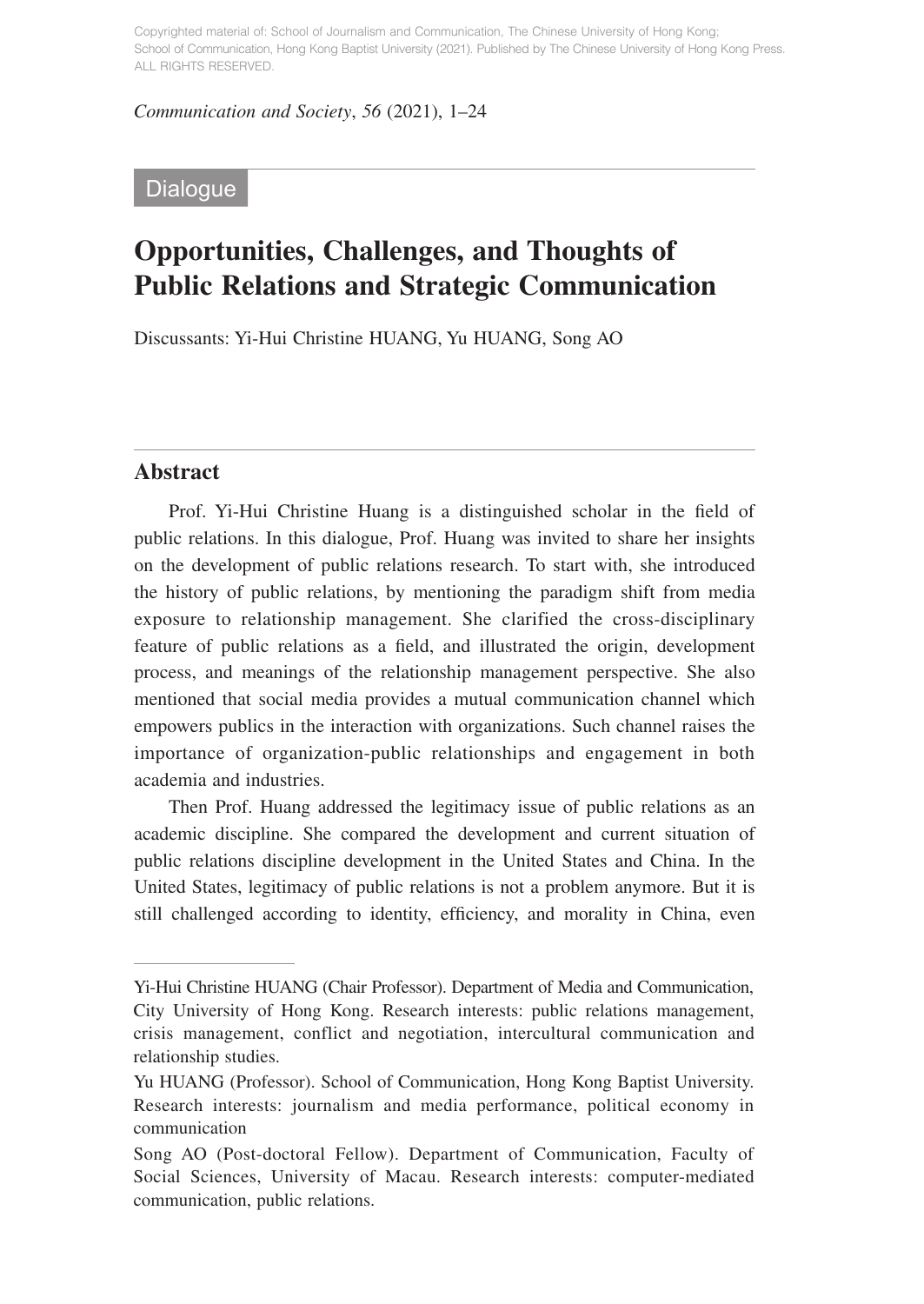Dialogue

# Opportunities, Challenges, and Thoughts of Public Relations and Strategic Communication

Discussants: Yi-Hui Christine HUANG, Yu HUANG, Song AO

## Abstract

Prof. Yi-Hui Christine Huang is a distinguished scholar in the field of public relations. In this dialogue, Prof. Huang was invited to share her insights on the development of public relations research. To start with, she introduced the history of public relations, by mentioning the paradigm shift from media exposure to relationship management. She clarified the cross-disciplinary feature of public relations as a field, and illustrated the origin, development process, and meanings of the relationship management perspective. She also mentioned that social media provides a mutual communication channel which empowers publics in the interaction with organizations. Such channel raises the importance of organization-public relationships and engagement in both academia and industries.

Then Prof. Huang addressed the legitimacy issue of public relations as an academic discipline. She compared the development and current situation of public relations discipline development in the United States and China. In the United States, legitimacy of public relations is not a problem anymore. But it is still challenged according to identity, efficiency, and morality in China, even

---

Yi-Hui Christine HUANG (Chair Professor). Department of Media and Communication, City University of Hong Kong. Research interests: public relations management, crisis management, conflict and negotiation, intercultural communication and relationship studies.

Yu HUANG (Professor). School of Communication, Hong Kong Baptist University. Research interests: journalism and media performance, political economy in communication

Song AO (Post-doctoral Fellow). Department of Communication, Faculty of Social Sciences, University of Macau. Research interests: computer-mediated communication, public relations.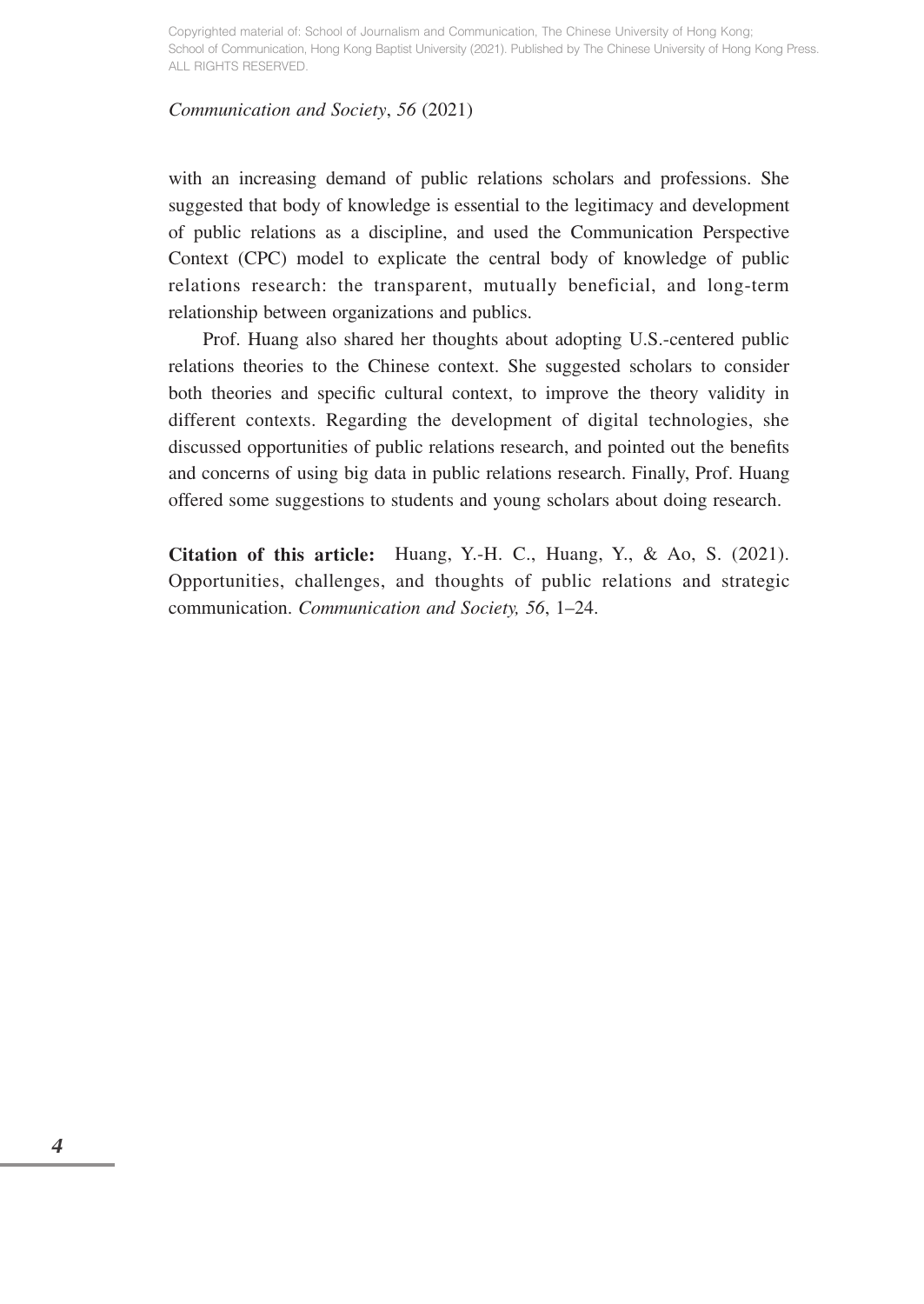with an increasing demand of public relations scholars and professions. She suggested that body of knowledge is essential to the legitimacy and development of public relations as a discipline, and used the Communication Perspective Context (CPC) model to explicate the central body of knowledge of public relations research: the transparent, mutually beneficial, and long-term relationship between organizations and publics.

Prof. Huang also shared her thoughts about adopting U.S.-centered public relations theories to the Chinese context. She suggested scholars to consider both theories and specific cultural context, to improve the theory validity in different contexts. Regarding the development of digital technologies, she discussed opportunities of public relations research, and pointed out the benefits and concerns of using big data in public relations research. Finally, Prof. Huang offered some suggestions to students and young scholars about doing research.

**Citation of this article:** Huang, Y.-H. C., Huang, Y., & Ao, S. (2021). Opportunities, challenges, and thoughts of public relations and strategic communication. *Communication and Society, 56*, 1–24.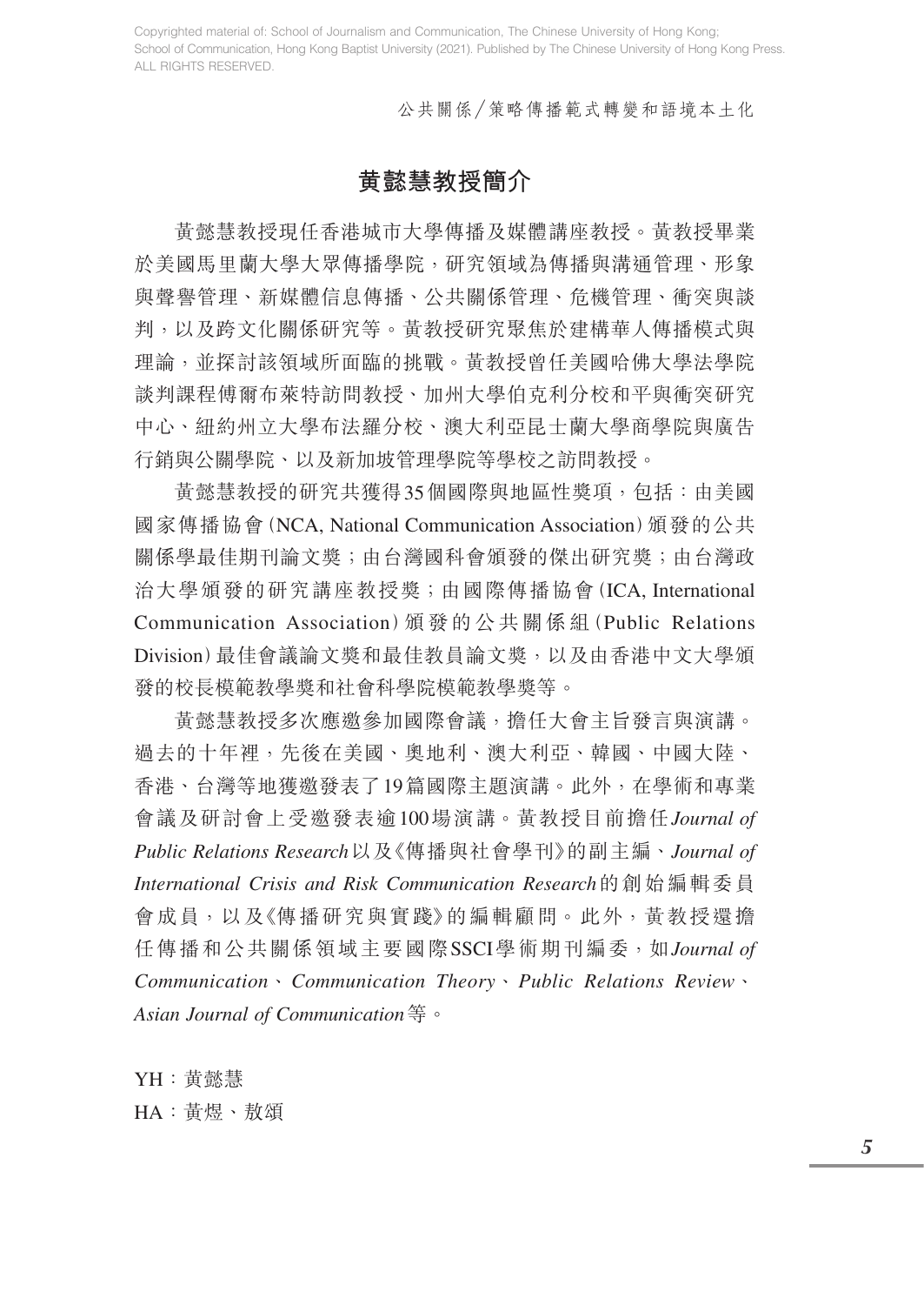## 黃懿慧教授簡介

黃懿慧教授現任香港城市大學傳播及媒體講座教授。黃教授畢業於美國馬里蘭大學大眾傳播學院，研究領域為傳播與溝通管理、形象與聲譽管理、新媒體信息傳播、公共關係管理、危機管理、衝突與談判，以及跨文化關係研究等。黃教授研究聚焦於建構華人傳播模式與理論，並探討該領域所面臨的挑戰。黃教授曾任美國哈佛大學法學院談判課程傅爾布萊特訪問教授、加州大學伯克利分校和平與衝突研究中心、紐約州立大學布法羅分校、澳大利亞昆士蘭大學商學院與廣告行銷與公關學院、以及新加坡管理學院等學校之訪問教授。

黃懿慧教授的研究共獲得35個國際與地區性獎項，包括：由美國國家傳播協會（NCA, National Communication Association）頒發的公共關係學最佳期刊論文獎；由台灣國科會頒發的傑出研究獎；由台灣政治大學頒發的研究講座教授獎；由國際傳播協會（ICA, International Communication Association）頒發的公共關係組（Public Relations Division）最佳會議論文獎和最佳教員論文獎，以及由香港中文大學頒發的校長模範教學獎和社會科學院模範教學獎等。

黃懿慧教授多次應邀參加國際會議，擔任大會主旨發言與演講。過去的十年裡，先後在美國、奧地利、澳大利亞、韓國、中國大陸、香港、台灣等地獲邀發表了19篇國際主題演講。此外，在學術和專業會議及研討會上受邀發表逾100場演講。黃教授目前擔任*Journal of Public Relations Research*以及《傳播與社會學刊》的副主編、*Journal of International Crisis and Risk Communication Research*的創始編輯委員會成員，以及《傳播研究與實踐》的編輯顧問。此外，黃教授還擔任傳播和公共關係領域主要國際SSCI學術期刊編委，如*Journal of Communication*、*Communication Theory*、*Public Relations Review*、*Asian Journal of Communication*等。

YH：黃懿慧

HA：黃煜、敖頌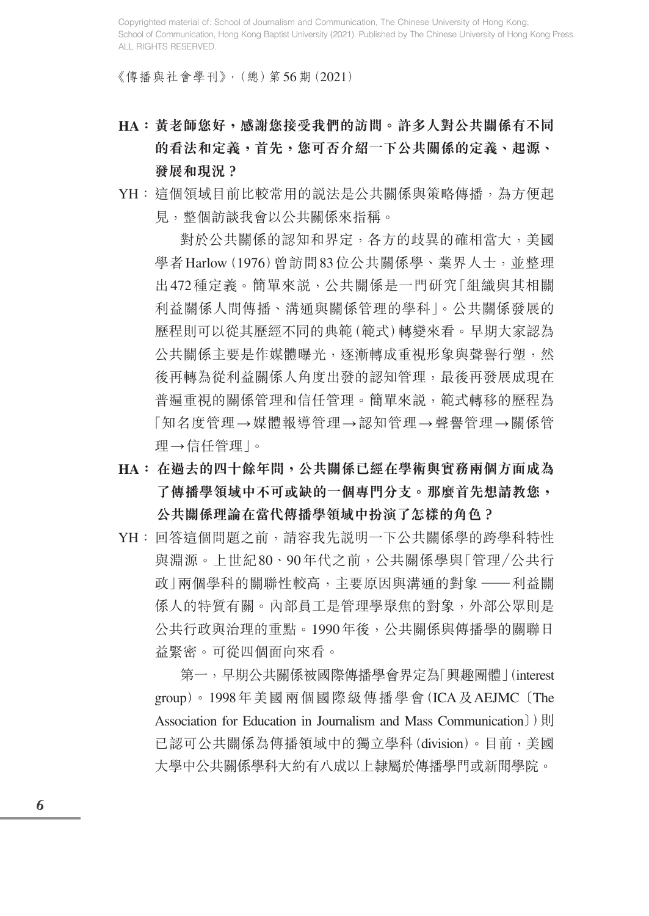**HA：黃老師您好，感謝您接受我們的訪問。許多人對公共關係有不同的看法和定義，首先，您可否介紹一下公共關係的定義、起源、發展和現況？**

YH：這個領域目前比較常用的說法是公共關係與策略傳播，為方便起見，整個訪談我會以公共關係來指稱。

對於公共關係的認知和界定，各方的歧異的確相當大，美國學者Harlow (1976) 曾訪問83位公共關係學、業界人士，並整理出472種定義。簡單來說，公共關係是一門研究「組織與其相關利益關係人間傳播、溝通與關係管理的學科」。公共關係發展的歷程則可以從其歷經不同的典範（範式）轉變來看。早期大家認為公共關係主要是作媒體曝光，逐漸轉成重視形象與聲譽行塑，然後再轉為從利益關係人角度出發的認知管理，最後再發展成現在普遍重視的關係管理和信任管理。簡單來說，範式轉移的歷程為「知名度管理→媒體報導管理→認知管理→聲譽管理→關係管理→信任管理」。

**HA：在過去的四十餘年間，公共關係已經在學術與實務兩個方面成為了傳播學領域中不可或缺的一個專門分支。那麼首先想請教您，公共關係理論在當代傳播學領域中扮演了怎樣的角色？**

YH：回答這個問題之前，請容我先說明一下公共關係學的跨學科特性與淵源。上世紀80、90年代之前，公共關係學與「管理／公共行政」兩個學科的關聯性較高，主要原因與溝通的對象——利益關係人的特質有關。內部員工是管理學聚焦的對象，外部公眾則是公共行政與治理的重點。1990年後，公共關係與傳播學的關聯日益緊密。可從四個面向來看。

第一，早期公共關係被國際傳播學會界定為「興趣團體」(interest group)。1998年美國兩個國際級傳播學會（ICA及AEJMC〔The Association for Education in Journalism and Mass Communication〕）則已認可公共關係為傳播領域中的獨立學科 (division)。目前，美國大學中公共關係學科大約有八成以上隸屬於傳播學門或新聞學院。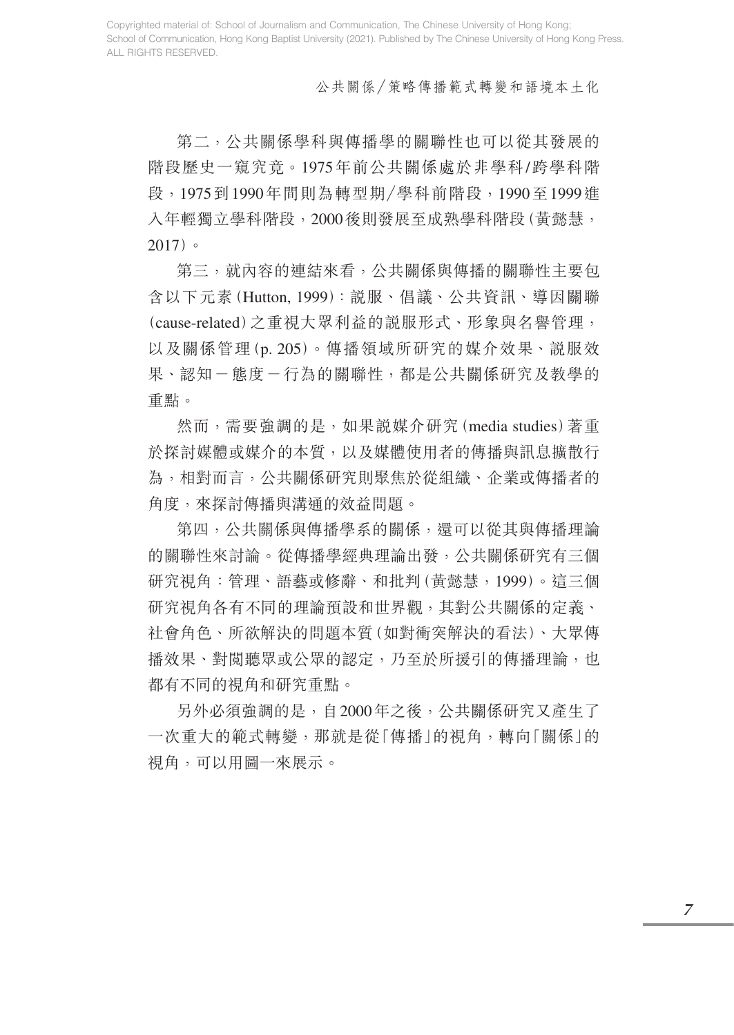第二，公共關係學科與傳播學的關聯性也可以從其發展的階段歷史一窺究竟。1975年前公共關係處於非學科/跨學科階段，1975到1990年間則為轉型期/學科前階段，1990至1999進入年輕獨立學科階段，2000後則發展至成熟學科階段（黃懿慧，2017）。

第三，就內容的連結來看，公共關係與傳播的關聯性主要包含以下元素（Hutton, 1999）：說服、倡議、公共資訊、導因關聯（cause-related）之重視大眾利益的說服形式、形象與名譽管理，以及關係管理（p. 205）。傳播領域所研究的媒介效果、說服效果、認知－態度－行為的關聯性，都是公共關係研究及教學的重點。

然而，需要強調的是，如果說媒介研究（media studies）著重於探討媒體或媒介的本質，以及媒體使用者的傳播與訊息擴散行為，相對而言，公共關係研究則聚焦於從組織、企業或傳播者的角度，來探討傳播與溝通的效益問題。

第四，公共關係與傳播學系的關係，還可以從其與傳播理論的關聯性來討論。從傳播學經典理論出發，公共關係研究有三個研究視角：管理、語藝或修辭、和批判（黃懿慧，1999）。這三個研究視角各有不同的理論預設和世界觀，其對公共關係的定義、社會角色、所欲解決的問題本質（如對衝突解決的看法）、大眾傳播效果、對閱聽眾或公眾的認定，乃至於所援引的傳播理論，也都有不同的視角和研究重點。

另外必須強調的是，自2000年之後，公共關係研究又產生了一次重大的範式轉變，那就是從「傳播」的視角，轉向「關係」的視角，可以用圖一來展示。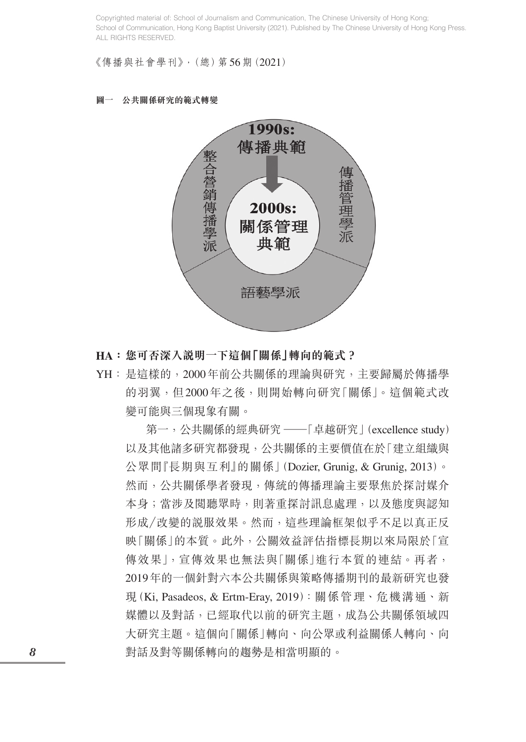**圖一　公共關係研究的範式轉變**

1990s:
傳播典範

2000s:
關係管理
典範

整合營銷傳播學派

傳播管理學派

語藝學派

**HA：您可否深入說明一下這個「關係」轉向的範式？**

YH：是這樣的，2000年前公共關係的理論與研究，主要歸屬於傳播學的羽翼，但2000年之後，則開始轉向研究「關係」。這個範式改變可能與三個現象有關。

第一，公共關係的經典研究 ——「卓越研究」(excellence study) 以及其他諸多研究都發現，公共關係的主要價值在於「建立組織與公眾間『長期與互利』的關係」(Dozier, Grunig, & Grunig, 2013)。然而，公共關係學者發現，傳統的傳播理論主要聚焦於探討媒介本身；當涉及閱聽眾時，則著重探討訊息處理，以及態度與認知形成/改變的說服效果。然而，這些理論框架似乎不足以真正反映「關係」的本質。此外，公關效益評估指標長期以來局限於「宣傳效果」，宣傳效果也無法與「關係」進行本質的連結。再者，2019年的一個針對六本公共關係與策略傳播期刊的最新研究也發現 (Ki, Pasadeos, & Ertm-Eray, 2019)：關係管理、危機溝通、新媒體以及對話，已經取代以前的研究主題，成為公共關係領域四大研究主題。這個向「關係」轉向、向公眾或利益關係人轉向、向對話及對等關係轉向的趨勢是相當明顯的。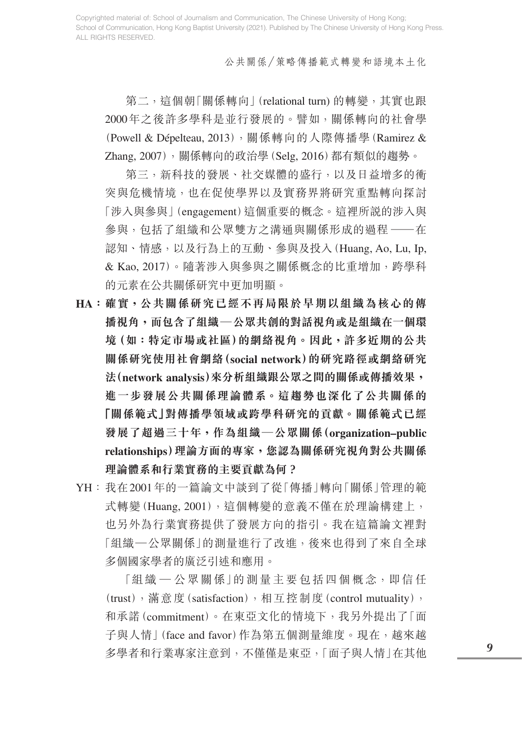第二，這個朝「關係轉向」(relational turn) 的轉變，其實也跟2000年之後許多學科是並行發展的。譬如，關係轉向的社會學 (Powell & Dépelteau, 2013)，關係轉向的人際傳播學 (Ramirez & Zhang, 2007)，關係轉向的政治學 (Selg, 2016) 都有類似的趨勢。

第三，新科技的發展、社交媒體的盛行，以及日益增多的衝突與危機情境，也在促使學界以及實務界將研究重點轉向探討「涉入與參與」(engagement) 這個重要的概念。這裡所說的涉入與參與，包括了組織和公眾雙方之溝通與關係形成的過程——在認知、情感，以及行為上的互動、參與及投入 (Huang, Ao, Lu, Ip, & Kao, 2017)。隨著涉入與參與之關係概念的比重增加，跨學科的元素在公共關係研究中更加明顯。

**HA：確實，公共關係研究已經不再局限於早期以組織為核心的傳播視角，而包含了組織—公眾共創的對話視角或是組織在一個環境 (如：特定市場或社區) 的網絡視角。因此，許多近期的公共關係研究使用社會網絡 (social network) 的研究路徑或網絡研究法 (network analysis) 來分析組織跟公眾之間的關係或傳播效果，進一步發展公共關係理論體系。這趨勢也深化了公共關係的「關係範式」對傳播學領域或跨學科研究的貢獻。關係範式已經發展了超過三十年，作為組織—公眾關係 (organization–public relationships) 理論方面的專家，您認為關係研究視角對公共關係理論體系和行業實務的主要貢獻為何？**

YH：我在2001年的一篇論文中談到了從「傳播」轉向「關係」管理的範式轉變 (Huang, 2001)，這個轉變的意義不僅在於理論構建上，也另外為行業實務提供了發展方向的指引。我在這篇論文裡對「組織—公眾關係」的測量進行了改進，後來也得到了來自全球多個國家學者的廣泛引述和應用。

「組織—公眾關係」的測量主要包括四個概念，即信任 (trust)，滿意度 (satisfaction)，相互控制度 (control mutuality)，和承諾 (commitment)。在東亞文化的情境下，我另外提出了「面子與人情」(face and favor) 作為第五個測量維度。現在，越來越多學者和行業專家注意到，不僅僅是東亞，「面子與人情」在其他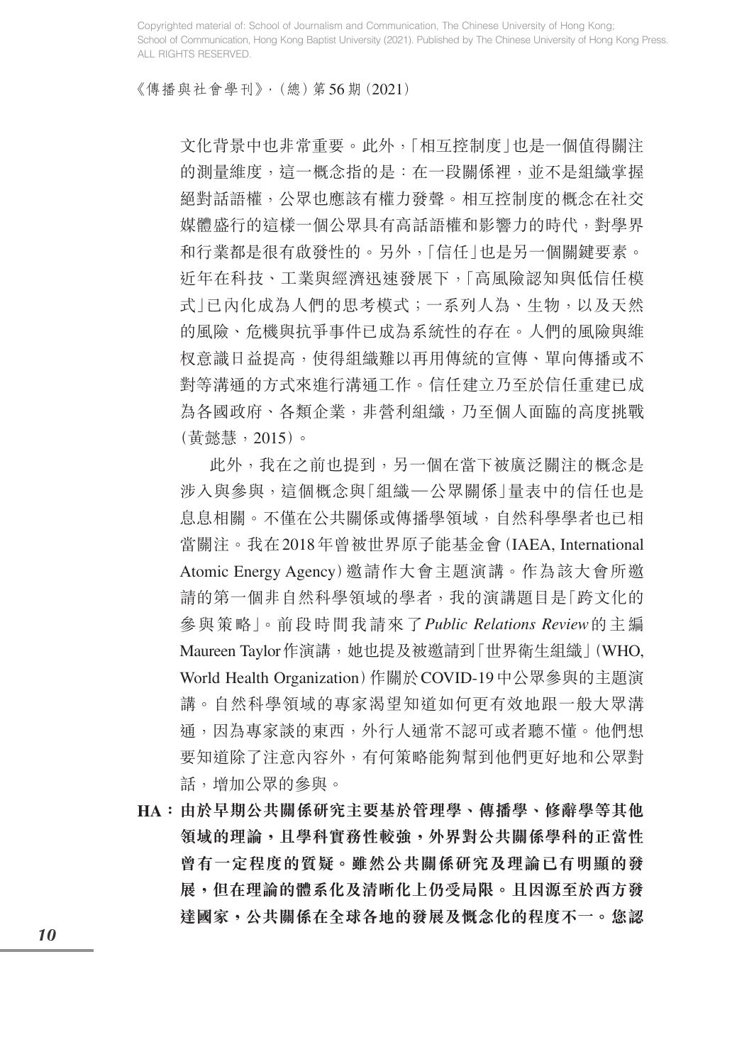文化背景中也非常重要。此外，「相互控制度」也是一個值得關注的測量維度，這一概念指的是：在一段關係裡，並不是組織掌握絕對話語權，公眾也應該有權力發聲。相互控制度的概念在社交媒體盛行的這樣一個公眾具有高話語權和影響力的時代，對學界和行業都是很有啟發性的。另外，「信任」也是另一個關鍵要素。近年在科技、工業與經濟迅速發展下，「高風險認知與低信任模式」已內化成為人們的思考模式；一系列人為、生物，以及天然的風險、危機與抗爭事件已成為系統性的存在。人們的風險與維权意識日益提高，使得組織難以再用傳統的宣傳、單向傳播或不對等溝通的方式來進行溝通工作。信任建立乃至於信任重建已成為各國政府、各類企業，非營利組織，乃至個人面臨的高度挑戰（黃懿慧，2015）。

此外，我在之前也提到，另一個在當下被廣泛關注的概念是涉入與參與，這個概念與「組織—公眾關係」量表中的信任也是息息相關。不僅在公共關係或傳播學領域，自然科學學者也已相當關注。我在2018年曾被世界原子能基金會（IAEA, International Atomic Energy Agency）邀請作大會主題演講。作為該大會所邀請的第一個非自然科學領域的學者，我的演講題目是「跨文化的參與策略」。前段時間我請來了*Public Relations Review*的主編Maureen Taylor作演講，她也提及被邀請到「世界衛生組織」（WHO, World Health Organization）作關於COVID-19中公眾參與的主題演講。自然科學領域的專家渴望知道如何更有效地跟一般大眾溝通，因為專家談的東西，外行人通常不認可或者聽不懂。他們想要知道除了注意內容外，有何策略能夠幫到他們更好地和公眾對話，增加公眾的參與。

**HA：由於早期公共關係研究主要基於管理學、傳播學、修辭學等其他領域的理論，且學科實務性較強，外界對公共關係學科的正當性曾有一定程度的質疑。雖然公共關係研究及理論已有明顯的發展，但在理論的體系化及清晰化上仍受局限。且因源至於西方發達國家，公共關係在全球各地的發展及概念化的程度不一。您認**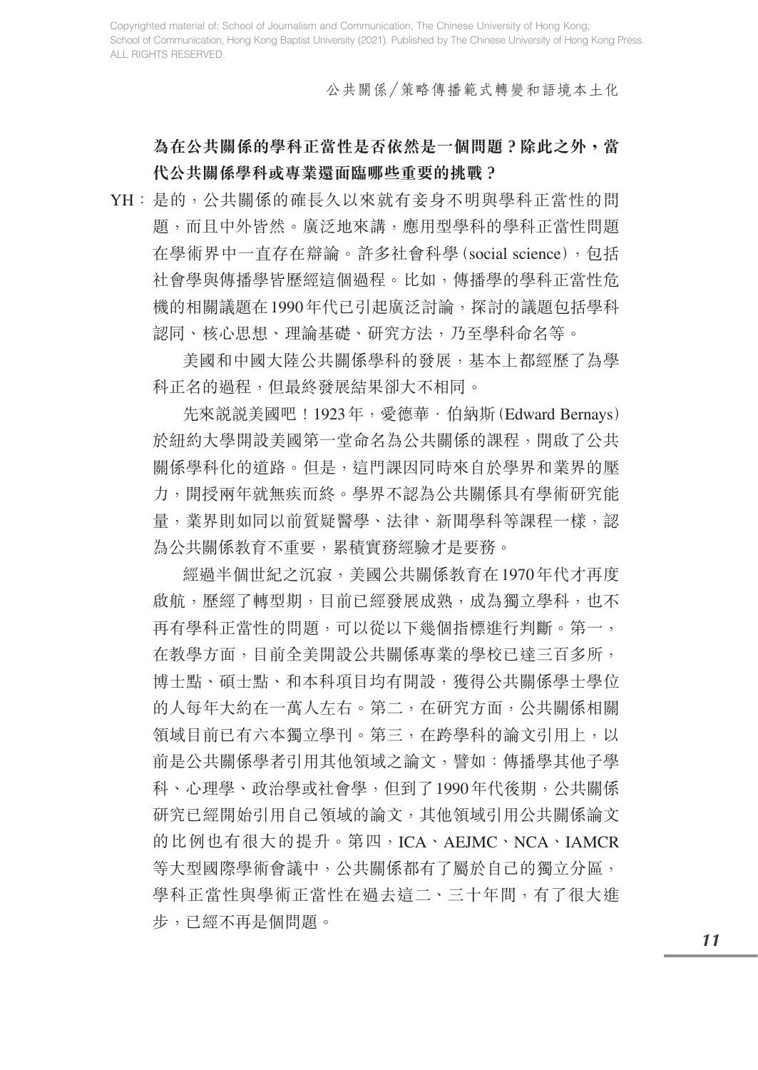**為在公共關係的學科正當性是否依然是一個問題？除此之外，當代公共關係學科或專業還面臨哪些重要的挑戰？**

YH：是的，公共關係的確長久以來就有妾身不明與學科正當性的問題，而且中外皆然。廣泛地來講，應用型學科的學科正當性問題在學術界中一直存在辯論。許多社會科學 (social science)，包括社會學與傳播學皆歷經這個過程。比如，傳播學的學科正當性危機的相關議題在1990年代已引起廣泛討論，探討的議題包括學科認同、核心思想、理論基礎、研究方法，乃至學科命名等。

美國和中國大陸公共關係學科的發展，基本上都經歷了為學科正名的過程，但最終發展結果卻大不相同。

先來說說美國吧！1923年，愛德華・伯納斯 (Edward Bernays) 於紐約大學開設美國第一堂命名為公共關係的課程，開啟了公共關係學科化的道路。但是，這門課因同時來自於學界和業界的壓力，開授兩年就無疾而終。學界不認為公共關係具有學術研究能量，業界則如同以前質疑醫學、法律、新聞學科等課程一樣，認為公共關係教育不重要，累積實務經驗才是要務。

經過半個世紀之沉寂，美國公共關係教育在1970年代才再度啟航，歷經了轉型期，目前已經發展成熟，成為獨立學科，也不再有學科正當性的問題，可以從以下幾個指標進行判斷。第一，在教學方面，目前全美開設公共關係專業的學校已達三百多所，博士點、碩士點、和本科項目均有開設，獲得公共關係學士學位的人每年大約在一萬人左右。第二，在研究方面，公共關係相關領域目前已有六本獨立學刊。第三，在跨學科的論文引用上，以前是公共關係學者引用其他領域之論文，譬如：傳播學其他子學科、心理學、政治學或社會學，但到了1990年代後期，公共關係研究已經開始引用自己領域的論文，其他領域引用公共關係論文的比例也有很大的提升。第四，ICA、AEJMC、NCA、IAMCR等大型國際學術會議中，公共關係都有了屬於自己的獨立分區，學科正當性與學術正當性在過去這二、三十年間，有了很大進步，已經不再是個問題。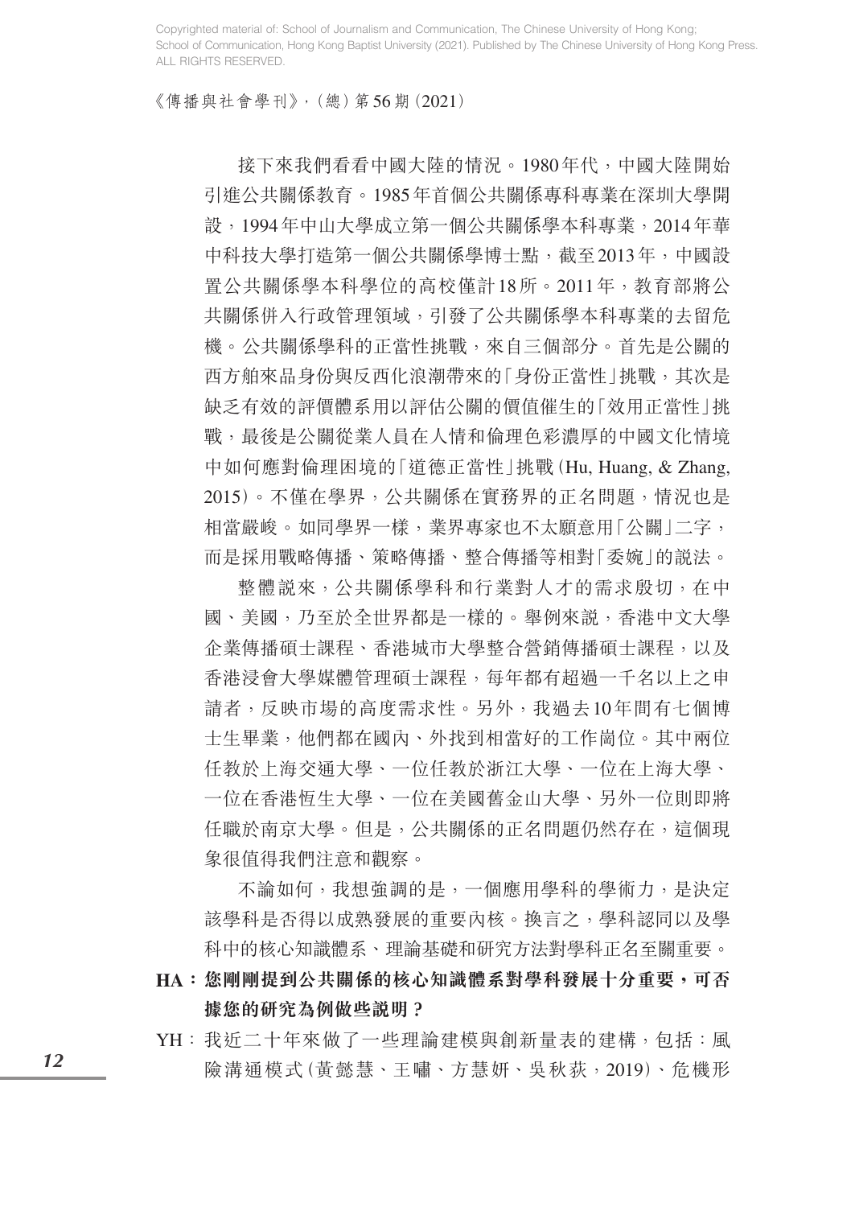接下來我們看看中國大陸的情況。1980年代，中國大陸開始引進公共關係教育。1985年首個公共關係專科專業在深圳大學開設，1994年中山大學成立第一個公共關係學本科專業，2014年華中科技大學打造第一個公共關係學博士點，截至2013年，中國設置公共關係學本科學位的高校僅計18所。2011年，教育部將公共關係併入行政管理領域，引發了公共關係學本科專業的去留危機。公共關係學科的正當性挑戰，來自三個部分。首先是公關的西方舶來品身份與反西化浪潮帶來的「身份正當性」挑戰，其次是缺乏有效的評價體系用以評估公關的價值催生的「效用正當性」挑戰，最後是公關從業人員在人情和倫理色彩濃厚的中國文化情境中如何應對倫理困境的「道德正當性」挑戰（Hu, Huang, & Zhang, 2015）。不僅在學界，公共關係在實務界的正名問題，情況也是相當嚴峻。如同學界一樣，業界專家也不太願意用「公關」二字，而是採用戰略傳播、策略傳播、整合傳播等相對「委婉」的說法。

整體說來，公共關係學科和行業對人才的需求殷切，在中國、美國，乃至於全世界都是一樣的。舉例來說，香港中文大學企業傳播碩士課程、香港城市大學整合營銷傳播碩士課程，以及香港浸會大學媒體管理碩士課程，每年都有超過一千名以上之申請者，反映市場的高度需求性。另外，我過去10年間有七個博士生畢業，他們都在國內、外找到相當好的工作崗位。其中兩位任教於上海交通大學、一位任教於浙江大學、一位在上海大學、一位在香港恆生大學、一位在美國舊金山大學、另外一位則即將任職於南京大學。但是，公共關係的正名問題仍然存在，這個現象很值得我們注意和觀察。

不論如何，我想強調的是，一個應用學科的學術力，是決定該學科是否得以成熟發展的重要內核。換言之，學科認同以及學科中的核心知識體系、理論基礎和研究方法對學科正名至關重要。

**HA：您剛剛提到公共關係的核心知識體系對學科發展十分重要，可否據您的研究為例做些說明？**

YH：我近二十年來做了一些理論建模與創新量表的建構，包括：風險溝通模式（黃懿慧、王嘯、方慧妍、吳秋荻，2019）、危機形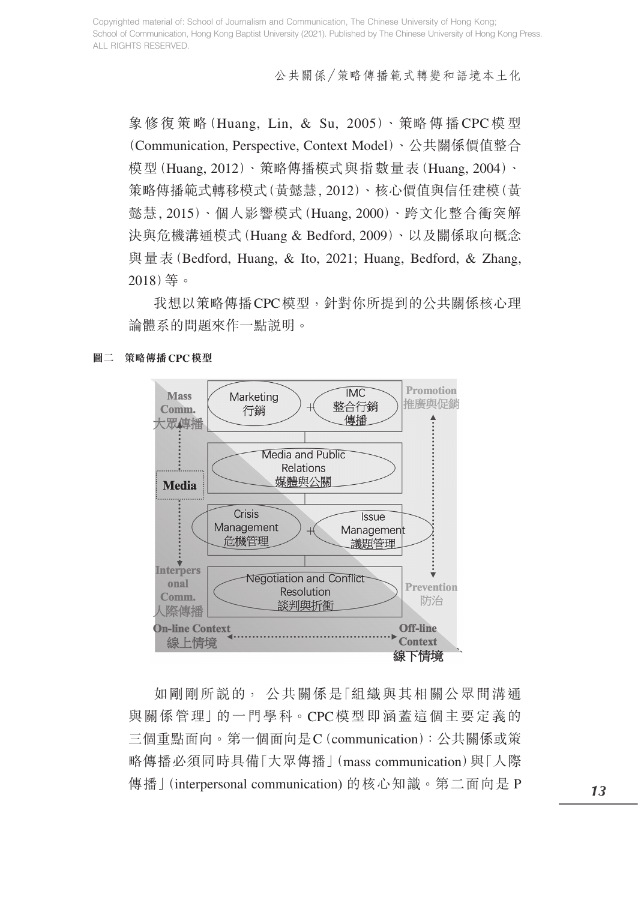象修復策略(Huang, Lin, & Su, 2005)、策略傳播CPC模型(Communication, Perspective, Context Model)、公共關係價值整合模型(Huang, 2012)、策略傳播模式與指數量表(Huang, 2004)、策略傳播範式轉移模式(黃懿慧, 2012)、核心價值與信任建模(黃懿慧, 2015)、個人影響模式(Huang, 2000)、跨文化整合衝突解決與危機溝通模式(Huang & Bedford, 2009)、以及關係取向概念與量表(Bedford, Huang, & Ito, 2021; Huang, Bedford, & Zhang, 2018)等。

我想以策略傳播CPC模型，針對你所提到的公共關係核心理論體系的問題來作一點說明。

**圖二　策略傳播CPC模型**

Mass Comm. 大眾傳播 | Marketing 行銷 + IMC 整合行銷傳播 | Promotion 推廣與促銷

Media | Media and Public Relations 媒體與公關

Crisis Management 危機管理 + Issue Management 議題管理

Interpersonal Comm. 人際傳播 | Negotiation and Conflict Resolution 談判與折衝 | Prevention 防治

On-line Context 線上情境 ↔ Off-line Context 線下情境

如剛剛所說的，公共關係是「組織與其相關公眾間溝通與關係管理」的一門學科。CPC模型即涵蓋這個主要定義的三個重點面向。第一個面向是C (communication)：公共關係或策略傳播必須同時具備「大眾傳播」(mass communication)與「人際傳播」(interpersonal communication) 的核心知識。第二面向是P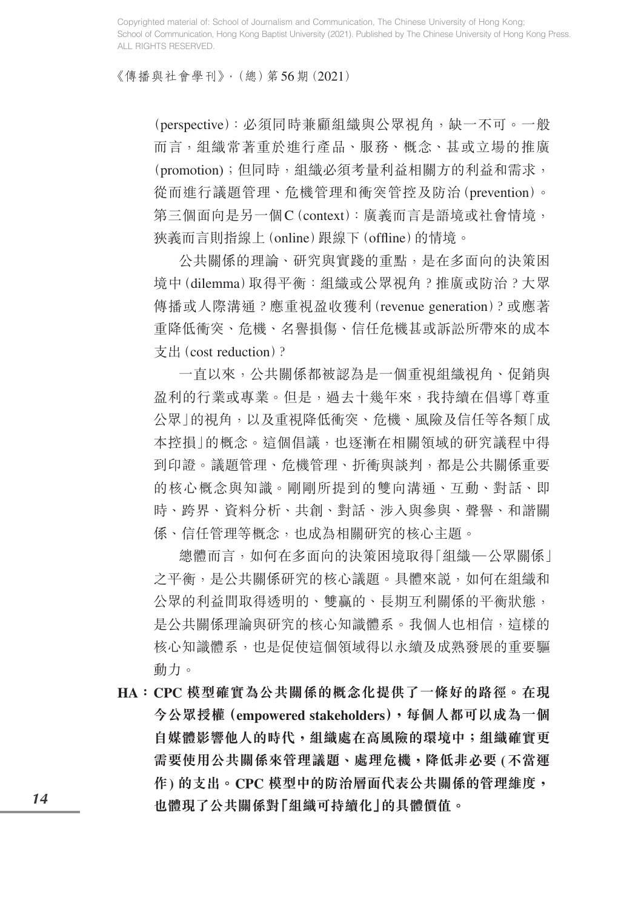(perspective)：必須同時兼顧組織與公眾視角，缺一不可。一般而言，組織常著重於進行產品、服務、概念、甚或立場的推廣 (promotion)；但同時，組織必須考量利益相關方的利益和需求，從而進行議題管理、危機管理和衝突管控及防治 (prevention)。第三個面向是另一個C (context)：廣義而言是語境或社會情境，狹義而言則指線上 (online) 跟線下 (offline) 的情境。

公共關係的理論、研究與實踐的重點，是在多面向的決策困境中 (dilemma) 取得平衡：組織或公眾視角？推廣或防治？大眾傳播或人際溝通？應重視盈收獲利 (revenue generation)？或應著重降低衝突、危機、名譽損傷、信任危機甚或訴訟所帶來的成本支出 (cost reduction)？

一直以來，公共關係都被認為是一個重視組織視角、促銷與盈利的行業或專業。但是，過去十幾年來，我持續在倡導「尊重公眾」的視角，以及重視降低衝突、危機、風險及信任等各類「成本控損」的概念。這個倡議，也逐漸在相關領域的研究議程中得到印證。議題管理、危機管理、折衝與談判，都是公共關係重要的核心概念與知識。剛剛所提到的雙向溝通、互動、對話、即時、跨界、資料分析、共創、對話、涉入與參與、聲譽、和諧關係、信任管理等概念，也成為相關研究的核心主題。

總體而言，如何在多面向的決策困境取得「組織—公眾關係」之平衡，是公共關係研究的核心議題。具體來説，如何在組織和公眾的利益間取得透明的、雙贏的、長期互利關係的平衡狀態，是公共關係理論與研究的核心知識體系。我個人也相信，這樣的核心知識體系，也是促使這個領域得以永續及成熟發展的重要驅動力。

**HA：CPC 模型確實為公共關係的概念化提供了一條好的路徑。在現今公眾授權 (empowered stakeholders)，每個人都可以成為一個自媒體影響他人的時代，組織處在高風險的環境中；組織確實更需要使用公共關係來管理議題、處理危機，降低非必要 (不當運作) 的支出。CPC 模型中的防治層面代表公共關係的管理維度，也體現了公共關係對「組織可持續化」的具體價值。**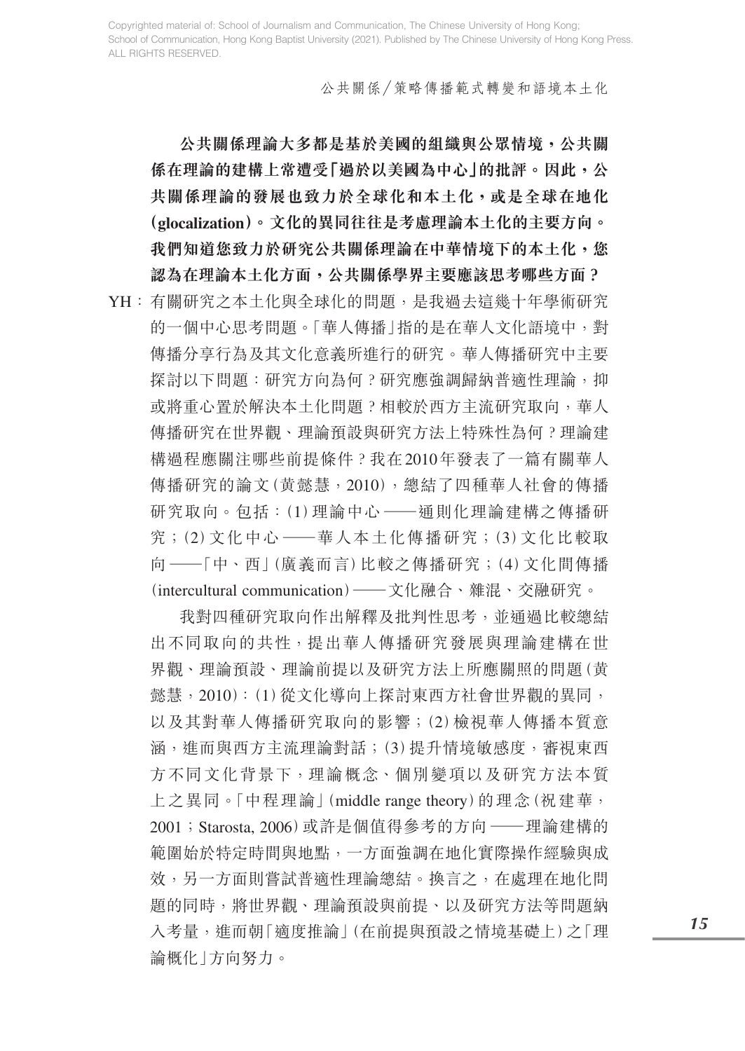**公共關係理論大多都是基於美國的組織與公眾情境，公共關係在理論的建構上常遭受「過於以美國為中心」的批評。因此，公共關係理論的發展也致力於全球化和本土化，或是全球在地化(glocalization)。文化的異同往往是考慮理論本土化的主要方向。我們知道您致力於研究公共關係理論在中華情境下的本土化，您認為在理論本土化方面，公共關係學界主要應該思考哪些方面？**

YH：有關研究之本土化與全球化的問題，是我過去這幾十年學術研究的一個中心思考問題。「華人傳播」指的是在華人文化語境中，對傳播分享行為及其文化意義所進行的研究。華人傳播研究中主要探討以下問題：研究方向為何？研究應強調歸納普適性理論，抑或將重心置於解決本土化問題？相較於西方主流研究取向，華人傳播研究在世界觀、理論預設與研究方法上特殊性為何？理論建構過程應關注哪些前提條件？我在2010年發表了一篇有關華人傳播研究的論文(黃懿慧，2010)，總結了四種華人社會的傳播研究取向。包括：(1)理論中心——通則化理論建構之傳播研究；(2)文化中心——華人本土化傳播研究；(3)文化比較取向——「中、西」(廣義而言)比較之傳播研究；(4)文化間傳播(intercultural communication)——文化融合、雜混、交融研究。

我對四種研究取向作出解釋及批判性思考，並通過比較總結出不同取向的共性，提出華人傳播研究發展與理論建構在世界觀、理論預設、理論前提以及研究方法上所應關照的問題(黃懿慧，2010)：(1)從文化導向上探討東西方社會世界觀的異同，以及其對華人傳播研究取向的影響；(2)檢視華人傳播本質意涵，進而與西方主流理論對話；(3)提升情境敏感度，審視東西方不同文化背景下，理論概念、個別變項以及研究方法本質上之異同。「中程理論」(middle range theory)的理念(祝建華，2001；Starosta, 2006)或許是個值得參考的方向——理論建構的範圍始於特定時間與地點，一方面強調在地化實際操作經驗與成效，另一方面則嘗試普適性理論總結。換言之，在處理在地化問題的同時，將世界觀、理論預設與前提、以及研究方法等問題納入考量，進而朝「適度推論」(在前提與預設之情境基礎上)之「理論概化」方向努力。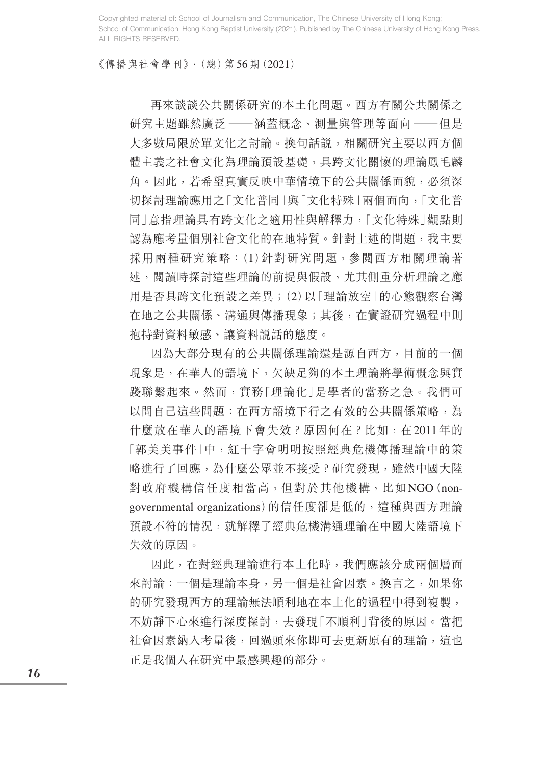再來談談公共關係研究的本土化問題。西方有關公共關係之研究主題雖然廣泛——涵蓋概念、測量與管理等面向——但是大多數局限於單文化之討論。換句話説，相關研究主要以西方個體主義之社會文化為理論預設基礎，具跨文化關懷的理論鳳毛麟角。因此，若希望真實反映中華情境下的公共關係面貌，必須深切探討理論應用之「文化普同」與「文化特殊」兩個面向，「文化普同」意指理論具有跨文化之適用性與解釋力，「文化特殊」觀點則認為應考量個別社會文化的在地特質。針對上述的問題，我主要採用兩種研究策略：(1) 針對研究問題，參閱西方相關理論著述，閱讀時探討這些理論的前提與假設，尤其側重分析理論之應用是否具跨文化預設之差異；(2) 以「理論放空」的心態觀察台灣在地之公共關係、溝通與傳播現象；其後，在實證研究過程中則抱持對資料敏感、讓資料説話的態度。

因為大部分現有的公共關係理論還是源自西方，目前的一個現象是，在華人的語境下，欠缺足夠的本土理論將學術概念與實踐聯繫起來。然而，實務「理論化」是學者的當務之急。我們可以問自己這些問題：在西方語境下行之有效的公共關係策略，為什麼放在華人的語境下會失效？原因何在？比如，在2011年的「郭美美事件」中，紅十字會明明按照經典危機傳播理論中的策略進行了回應，為什麼公眾並不接受？研究發現，雖然中國大陸對政府機構信任度相當高，但對於其他機構，比如NGO (non-governmental organizations) 的信任度卻是低的，這種與西方理論預設不符的情況，就解釋了經典危機溝通理論在中國大陸語境下失效的原因。

因此，在對經典理論進行本土化時，我們應該分成兩個層面來討論：一個是理論本身，另一個是社會因素。換言之，如果你的研究發現西方的理論無法順利地在本土化的過程中得到複製，不妨靜下心來進行深度探討，去發現「不順利」背後的原因。當把社會因素納入考量後，回過頭來你即可去更新原有的理論，這也正是我個人在研究中最感興趣的部分。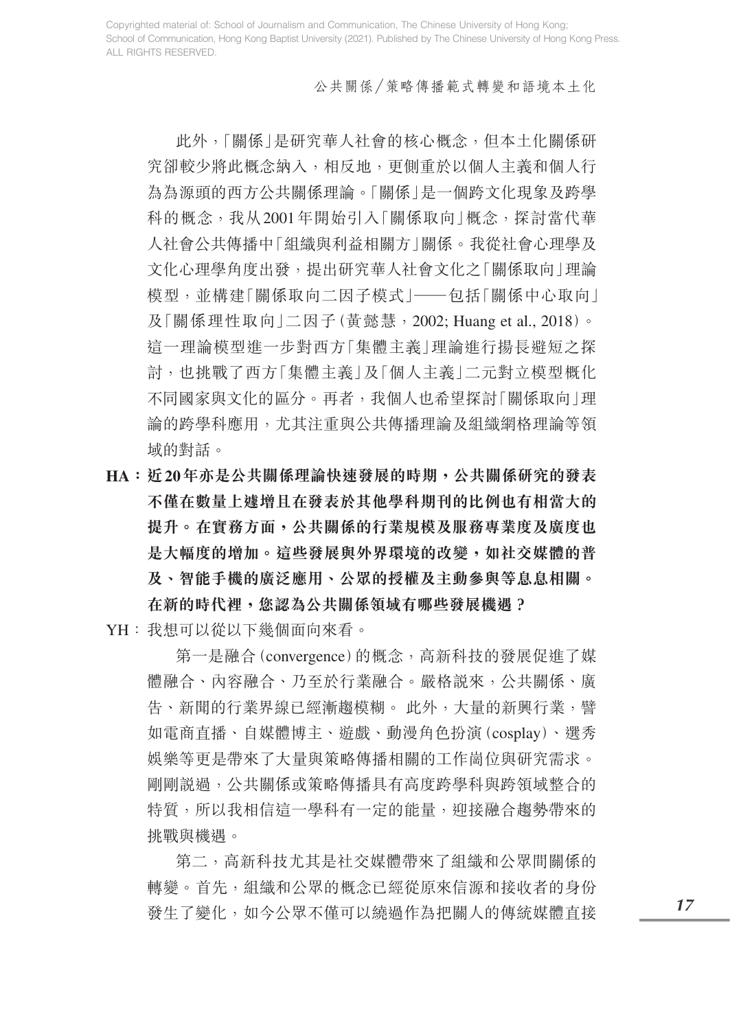此外，「關係」是研究華人社會的核心概念，但本土化關係研究卻較少將此概念納入，相反地，更側重於以個人主義和個人行為為源頭的西方公共關係理論。「關係」是一個跨文化現象及跨學科的概念，我从2001年開始引入「關係取向」概念，探討當代華人社會公共傳播中「組織與利益相關方」關係。我從社會心理學及文化心理學角度出發，提出研究華人社會文化之「關係取向」理論模型，並構建「關係取向二因子模式」——包括「關係中心取向」及「關係理性取向」二因子（黃懿慧，2002; Huang et al., 2018）。這一理論模型進一步對西方「集體主義」理論進行揚長避短之探討，也挑戰了西方「集體主義」及「個人主義」二元對立模型概化不同國家與文化的區分。再者，我個人也希望探討「關係取向」理論的跨學科應用，尤其注重與公共傳播理論及組織網格理論等領域的對話。

**HA：近20年亦是公共關係理論快速發展的時期，公共關係研究的發表不僅在數量上遽增且在發表於其他學科期刊的比例也有相當大的提升。在實務方面，公共關係的行業規模及服務專業度及廣度也是大幅度的增加。這些發展與外界環境的改變，如社交媒體的普及、智能手機的廣泛應用、公眾的授權及主動參與等息息相關。在新的時代裡，您認為公共關係領域有哪些發展機遇？**

YH：我想可以從以下幾個面向來看。

第一是融合（convergence）的概念，高新科技的發展促進了媒體融合、內容融合、乃至於行業融合。嚴格説來，公共關係、廣告、新聞的行業界線已經漸趨模糊。 此外，大量的新興行業，譬如電商直播、自媒體博主、遊戲、動漫角色扮演（cosplay）、選秀娛樂等更是帶來了大量與策略傳播相關的工作崗位與研究需求。剛剛説過，公共關係或策略傳播具有高度跨學科與跨領域整合的特質，所以我相信這一學科有一定的能量，迎接融合趨勢帶來的挑戰與機遇。

第二，高新科技尤其是社交媒體帶來了組織和公眾間關係的轉變。首先，組織和公眾的概念已經從原來信源和接收者的身份發生了變化，如今公眾不僅可以繞過作為把關人的傳統媒體直接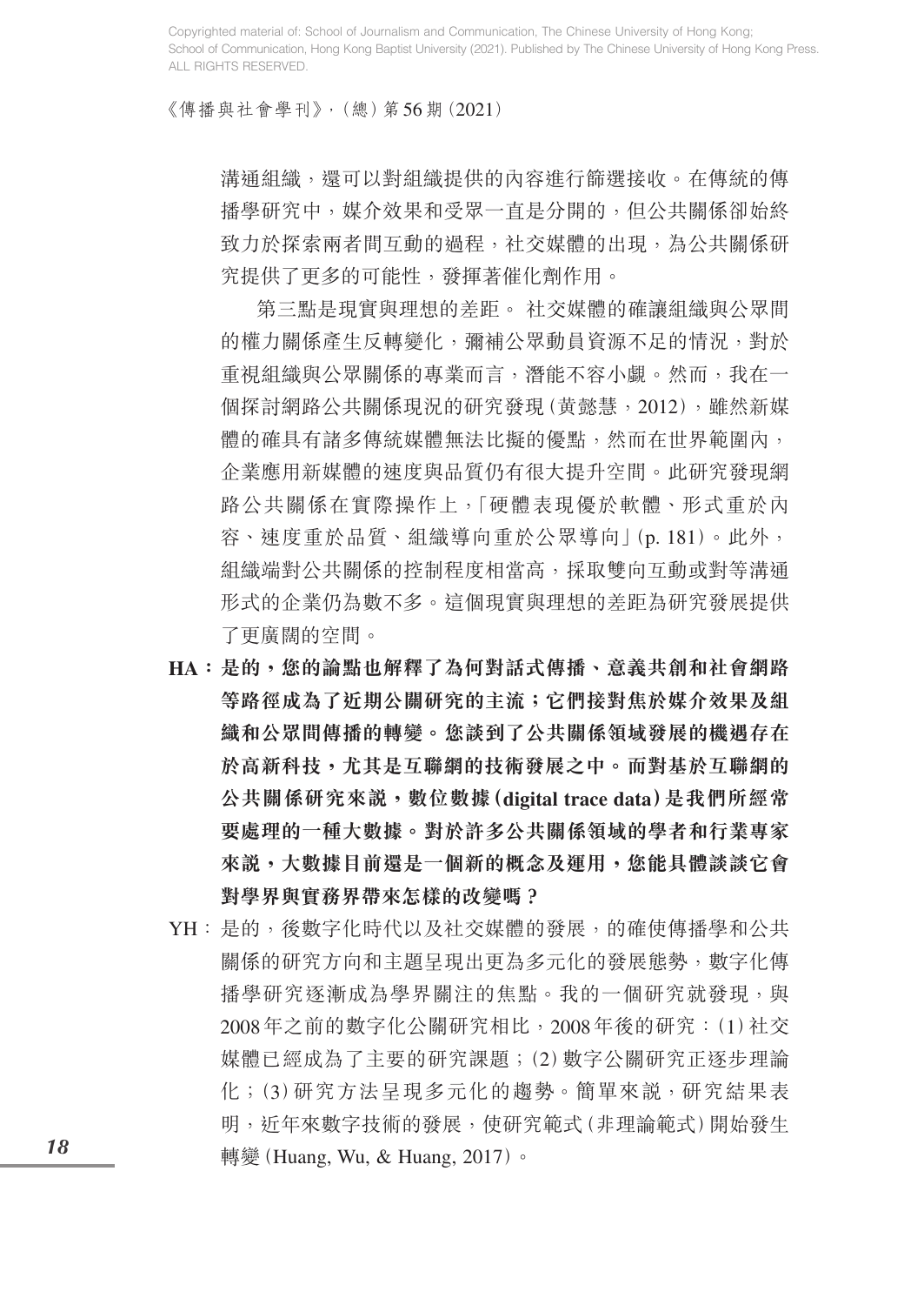溝通組織，還可以對組織提供的內容進行篩選接收。在傳統的傳播學研究中，媒介效果和受眾一直是分開的，但公共關係卻始終致力於探索兩者間互動的過程，社交媒體的出現，為公共關係研究提供了更多的可能性，發揮著催化劑作用。

第三點是現實與理想的差距。社交媒體的確讓組織與公眾間的權力關係產生反轉變化，彌補公眾動員資源不足的情況，對於重視組織與公眾關係的專業而言，潛能不容小覷。然而，我在一個探討網路公共關係現況的研究發現（黃懿慧，2012），雖然新媒體的確具有諸多傳統媒體無法比擬的優點，然而在世界範圍內，企業應用新媒體的速度與品質仍有很大提升空間。此研究發現網路公共關係在實際操作上，「硬體表現優於軟體、形式重於內容、速度重於品質、組織導向重於公眾導向」（p. 181）。此外，組織端對公共關係的控制程度相當高，採取雙向互動或對等溝通形式的企業仍為數不多。這個現實與理想的差距為研究發展提供了更廣闊的空間。

**HA：是的，您的論點也解釋了為何對話式傳播、意義共創和社會網路等路徑成為了近期公關研究的主流；它們接對焦於媒介效果及組織和公眾間傳播的轉變。您談到了公共關係領域發展的機遇存在於高新科技，尤其是互聯網的技術發展之中。而對基於互聯網的公共關係研究來說，數位數據（digital trace data）是我們所經常要處理的一種大數據。對於許多公共關係領域的學者和行業專家來說，大數據目前還是一個新的概念及運用，您能具體談談它會對學界與實務界帶來怎樣的改變嗎？**

YH：是的，後數字化時代以及社交媒體的發展，的確使傳播學和公共關係的研究方向和主題呈現出更為多元化的發展態勢，數字化傳播學研究逐漸成為學界關注的焦點。我的一個研究就發現，與2008年之前的數字化公關研究相比，2008年後的研究：(1) 社交媒體已經成為了主要的研究課題；(2) 數字公關研究正逐步理論化；(3) 研究方法呈現多元化的趨勢。簡單來說，研究結果表明，近年來數字技術的發展，使研究範式（非理論範式）開始發生轉變（Huang, Wu, & Huang, 2017）。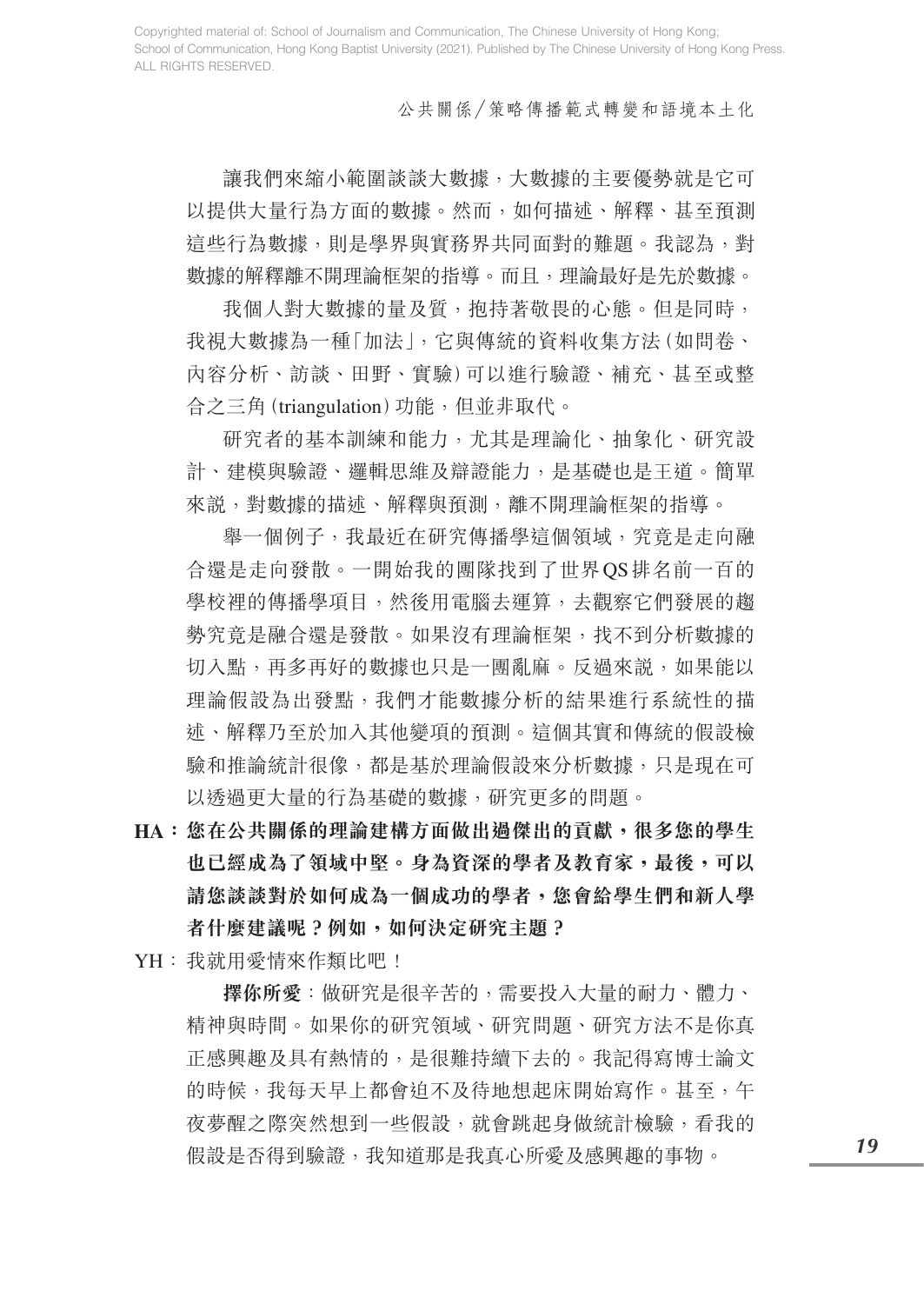讓我們來縮小範圍談談大數據，大數據的主要優勢就是它可以提供大量行為方面的數據。然而，如何描述、解釋、甚至預測這些行為數據，則是學界與實務界共同面對的難題。我認為，對數據的解釋離不開理論框架的指導。而且，理論最好是先於數據。

我個人對大數據的量及質，抱持著敬畏的心態。但是同時，我視大數據為一種「加法」，它與傳統的資料收集方法（如問卷、內容分析、訪談、田野、實驗）可以進行驗證、補充、甚至或整合之三角（triangulation）功能，但並非取代。

研究者的基本訓練和能力，尤其是理論化、抽象化、研究設計、建模與驗證、邏輯思維及辯證能力，是基礎也是王道。簡單來說，對數據的描述、解釋與預測，離不開理論框架的指導。

舉一個例子，我最近在研究傳播學這個領域，究竟是走向融合還是走向發散。一開始我的團隊找到了世界QS排名前一百的學校裡的傳播學項目，然後用電腦去運算，去觀察它們發展的趨勢究竟是融合還是發散。如果沒有理論框架，找不到分析數據的切入點，再多再好的數據也只是一團亂麻。反過來說，如果能以理論假設為出發點，我們才能數據分析的結果進行系統性的描述、解釋乃至於加入其他變項的預測。這個其實和傳統的假設檢驗和推論統計很像，都是基於理論假設來分析數據，只是現在可以透過更大量的行為基礎的數據，研究更多的問題。

**HA：您在公共關係的理論建構方面做出過傑出的貢獻，很多您的學生也已經成為了領域中堅。身為資深的學者及教育家，最後，可以請您談談對於如何成為一個成功的學者，您會給學生們和新人學者什麼建議呢？例如，如何決定研究主題？**

YH：我就用愛情來作類比吧！

**擇你所愛**：做研究是很辛苦的，需要投入大量的耐力、體力、精神與時間。如果你的研究領域、研究問題、研究方法不是你真正感興趣及具有熱情的，是很難持續下去的。我記得寫博士論文的時候，我每天早上都會迫不及待地想起床開始寫作。甚至，午夜夢醒之際突然想到一些假設，就會跳起身做統計檢驗，看我的假設是否得到驗證，我知道那是我真心所愛及感興趣的事物。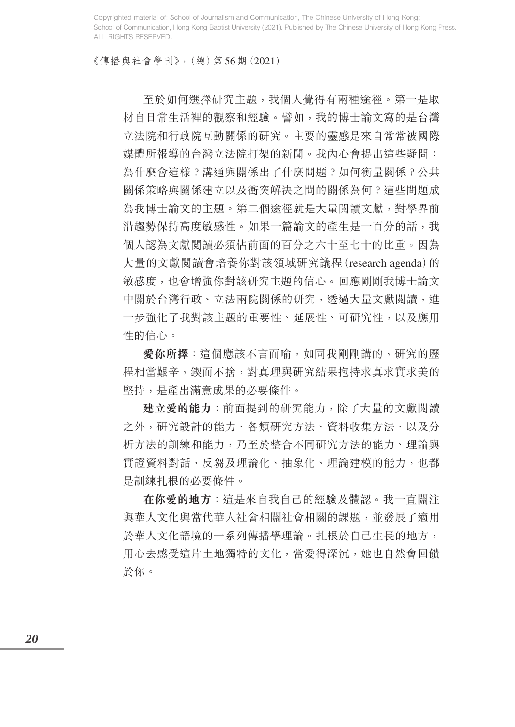至於如何選擇研究主題，我個人覺得有兩種途徑。第一是取材自日常生活裡的觀察和經驗。譬如，我的博士論文寫的是台灣立法院和行政院互動關係的研究。主要的靈感是來自常常被國際媒體所報導的台灣立法院打架的新聞。我內心會提出這些疑問：為什麼會這樣？溝通與關係出了什麼問題？如何衡量關係？公共關係策略與關係建立以及衝突解決之間的關係為何？這些問題成為我博士論文的主題。第二個途徑就是大量閱讀文獻，對學界前沿趨勢保持高度敏感性。如果一篇論文的產生是一百分的話，我個人認為文獻閱讀必須佔前面的百分之六十至七十的比重。因為大量的文獻閱讀會培養你對該領域研究議程（research agenda）的敏感度，也會增強你對該研究主題的信心。回應剛剛我博士論文中關於台灣行政、立法兩院關係的研究，透過大量文獻閱讀，進一步強化了我對該主題的重要性、延展性、可研究性，以及應用性的信心。

**愛你所擇**：這個應該不言而喻。如同我剛剛講的，研究的歷程相當艱辛，鍥而不捨，對真理與研究結果抱持求真求實求美的堅持，是產出滿意成果的必要條件。

**建立愛的能力**：前面提到的研究能力，除了大量的文獻閱讀之外，研究設計的能力、各類研究方法、資料收集方法、以及分析方法的訓練和能力，乃至於整合不同研究方法的能力、理論與實證資料對話、反芻及理論化、抽象化、理論建模的能力，也都是訓練扎根的必要條件。

**在你愛的地方**：這是來自我自己的經驗及體認。我一直關注與華人文化與當代華人社會相關社會相關的課題，並發展了適用於華人文化語境的一系列傳播學理論。扎根於自己生長的地方，用心去感受這片土地獨特的文化，當愛得深沉，她也自然會回饋於你。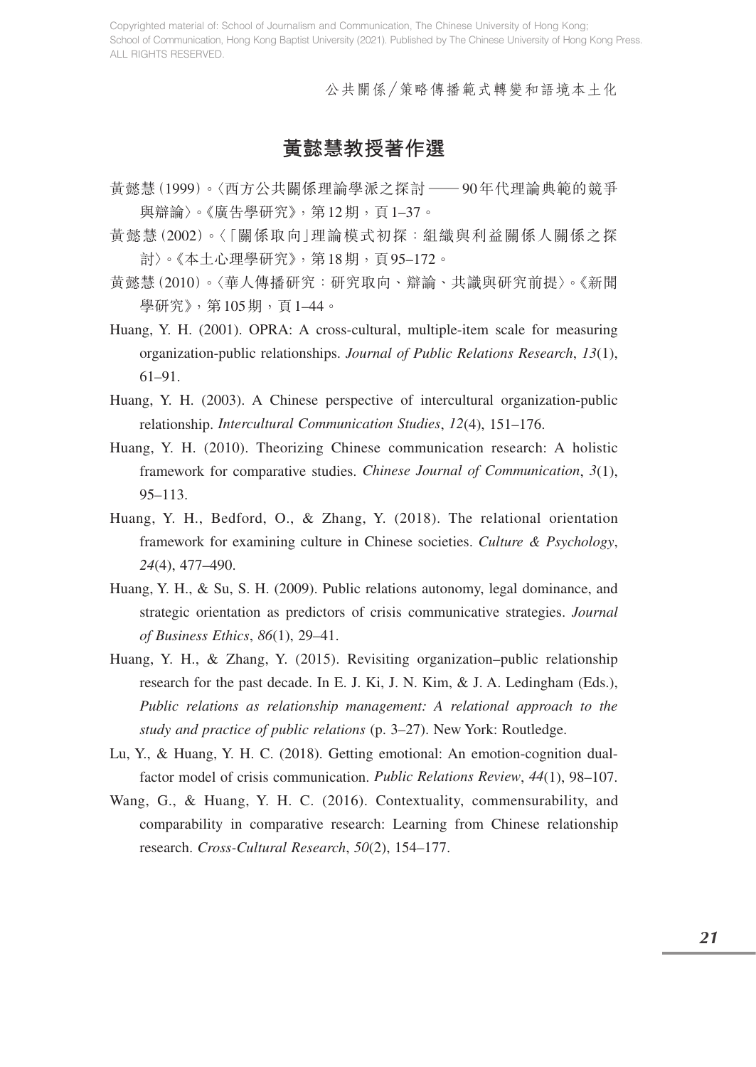## 黃懿慧教授著作選

黃懿慧（1999）。〈西方公共關係理論學派之探討——90年代理論典範的競爭與辯論〉。《廣告學研究》，第12期，頁1–37。

黃懿慧（2002）。〈「關係取向」理論模式初探：組織與利益關係人關係之探討〉。《本土心理學研究》，第18期，頁95–172。

黃懿慧（2010）。〈華人傳播研究：研究取向、辯論、共識與研究前提〉。《新聞學研究》，第105期，頁1–44。

Huang, Y. H. (2001). OPRA: A cross-cultural, multiple-item scale for measuring organization-public relationships. *Journal of Public Relations Research*, *13*(1), 61–91.

Huang, Y. H. (2003). A Chinese perspective of intercultural organization-public relationship. *Intercultural Communication Studies*, *12*(4), 151–176.

Huang, Y. H. (2010). Theorizing Chinese communication research: A holistic framework for comparative studies. *Chinese Journal of Communication*, *3*(1), 95–113.

Huang, Y. H., Bedford, O., & Zhang, Y. (2018). The relational orientation framework for examining culture in Chinese societies. *Culture & Psychology*, *24*(4), 477–490.

Huang, Y. H., & Su, S. H. (2009). Public relations autonomy, legal dominance, and strategic orientation as predictors of crisis communicative strategies. *Journal of Business Ethics*, *86*(1), 29–41.

Huang, Y. H., & Zhang, Y. (2015). Revisiting organization–public relationship research for the past decade. In E. J. Ki, J. N. Kim, & J. A. Ledingham (Eds.), *Public relations as relationship management: A relational approach to the study and practice of public relations* (p. 3–27). New York: Routledge.

Lu, Y., & Huang, Y. H. C. (2018). Getting emotional: An emotion-cognition dual-factor model of crisis communication. *Public Relations Review*, *44*(1), 98–107.

Wang, G., & Huang, Y. H. C. (2016). Contextuality, commensurability, and comparability in comparative research: Learning from Chinese relationship research. *Cross-Cultural Research*, *50*(2), 154–177.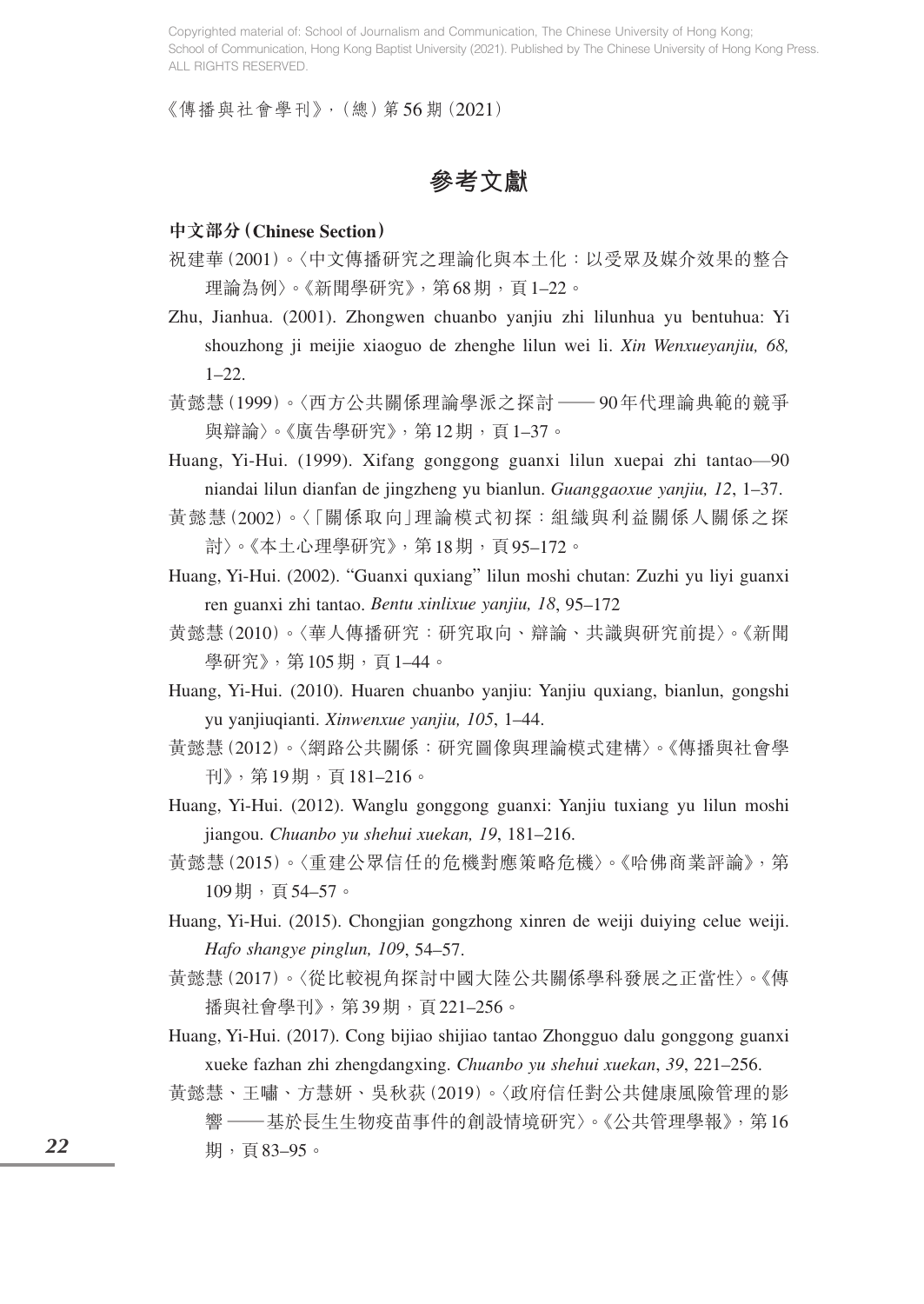# 參考文獻

**中文部分（Chinese Section）**

祝建華（2001）。〈中文傳播研究之理論化與本土化：以受眾及媒介效果的整合理論為例〉。《新聞學研究》，第68期，頁1–22。

Zhu, Jianhua. (2001). Zhongwen chuanbo yanjiu zhi lilunhua yu bentuhua: Yi shouzhong ji meijie xiaoguo de zhenghe lilun wei li. *Xin Wenxueyanjiu, 68,* 1–22.

黃懿慧（1999）。〈西方公共關係理論學派之探討——90年代理論典範的競爭與辯論〉。《廣告學研究》，第12期，頁1–37。

Huang, Yi-Hui. (1999). Xifang gonggong guanxi lilun xuepai zhi tantao—90 niandai lilun dianfan de jingzheng yu bianlun. *Guanggaoxue yanjiu, 12*, 1–37.

黃懿慧（2002）。〈「關係取向」理論模式初探：組織與利益關係人關係之探討〉。《本土心理學研究》，第18期，頁95–172。

Huang, Yi-Hui. (2002). "Guanxi quxiang" lilun moshi chutan: Zuzhi yu liyi guanxi ren guanxi zhi tantao. *Bentu xinlixue yanjiu, 18*, 95–172

黃懿慧（2010）。〈華人傳播研究：研究取向、辯論、共識與研究前提〉。《新聞學研究》，第105期，頁1–44。

Huang, Yi-Hui. (2010). Huaren chuanbo yanjiu: Yanjiu quxiang, bianlun, gongshi yu yanjiuqianti. *Xinwenxue yanjiu, 105*, 1–44.

黃懿慧（2012）。〈網路公共關係：研究圖像與理論模式建構〉。《傳播與社會學刊》，第19期，頁181–216。

Huang, Yi-Hui. (2012). Wanglu gonggong guanxi: Yanjiu tuxiang yu lilun moshi jiangou. *Chuanbo yu shehui xuekan, 19*, 181–216.

黃懿慧（2015）。〈重建公眾信任的危機對應策略危機〉。《哈佛商業評論》，第109期，頁54–57。

Huang, Yi-Hui. (2015). Chongjian gongzhong xinren de weiji duiying celue weiji. *Hafo shangye pinglun, 109*, 54–57.

黃懿慧（2017）。〈從比較視角探討中國大陸公共關係學科發展之正當性〉。《傳播與社會學刊》，第39期，頁221–256。

Huang, Yi-Hui. (2017). Cong bijiao shijiao tantao Zhongguo dalu gonggong guanxi xueke fazhan zhi zhengdangxing. *Chuanbo yu shehui xuekan*, *39*, 221–256.

黃懿慧、王嘯、方慧妍、吳秋荻（2019）。〈政府信任對公共健康風險管理的影響——基於長生生物疫苗事件的創設情境研究〉。《公共管理學報》，第16期，頁83–95。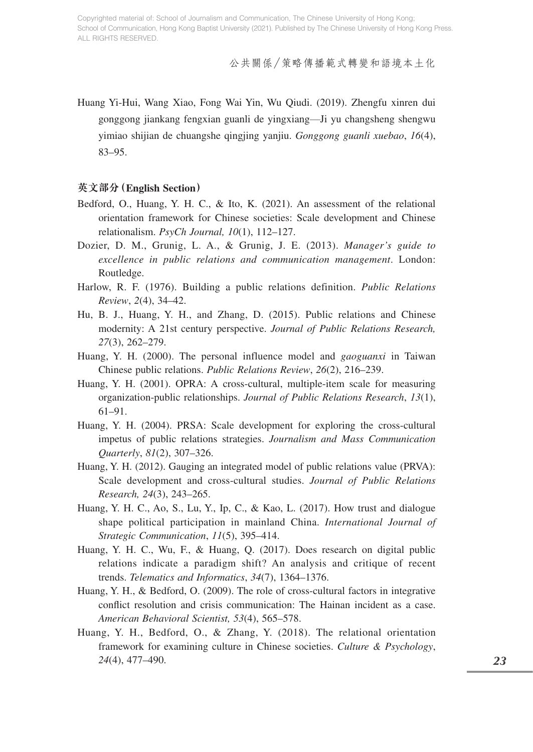Huang Yi-Hui, Wang Xiao, Fong Wai Yin, Wu Qiudi. (2019). Zhengfu xinren dui gonggong jiankang fengxian guanli de yingxiang—Ji yu changsheng shengwu yimiao shijian de chuangshe qingjing yanjiu. *Gonggong guanli xuebao*, *16*(4), 83–95.

### 英文部分（English Section）

Bedford, O., Huang, Y. H. C., & Ito, K. (2021). An assessment of the relational orientation framework for Chinese societies: Scale development and Chinese relationalism. *PsyCh Journal, 10*(1), 112–127.

Dozier, D. M., Grunig, L. A., & Grunig, J. E. (2013). *Manager's guide to excellence in public relations and communication management*. London: Routledge.

Harlow, R. F. (1976). Building a public relations definition. *Public Relations Review*, *2*(4), 34–42.

Hu, B. J., Huang, Y. H., and Zhang, D. (2015). Public relations and Chinese modernity: A 21st century perspective. *Journal of Public Relations Research, 27*(3), 262–279.

Huang, Y. H. (2000). The personal influence model and *gaoguanxi* in Taiwan Chinese public relations. *Public Relations Review*, *26*(2), 216–239.

Huang, Y. H. (2001). OPRA: A cross-cultural, multiple-item scale for measuring organization-public relationships. *Journal of Public Relations Research*, *13*(1), 61–91.

Huang, Y. H. (2004). PRSA: Scale development for exploring the cross-cultural impetus of public relations strategies. *Journalism and Mass Communication Quarterly*, *81*(2), 307–326.

Huang, Y. H. (2012). Gauging an integrated model of public relations value (PRVA): Scale development and cross-cultural studies. *Journal of Public Relations Research, 24*(3), 243–265.

Huang, Y. H. C., Ao, S., Lu, Y., Ip, C., & Kao, L. (2017). How trust and dialogue shape political participation in mainland China. *International Journal of Strategic Communication*, *11*(5), 395–414.

Huang, Y. H. C., Wu, F., & Huang, Q. (2017). Does research on digital public relations indicate a paradigm shift? An analysis and critique of recent trends. *Telematics and Informatics*, *34*(7), 1364–1376.

Huang, Y. H., & Bedford, O. (2009). The role of cross-cultural factors in integrative conflict resolution and crisis communication: The Hainan incident as a case. *American Behavioral Scientist, 53*(4), 565–578.

Huang, Y. H., Bedford, O., & Zhang, Y. (2018). The relational orientation framework for examining culture in Chinese societies. *Culture & Psychology*, *24*(4), 477–490.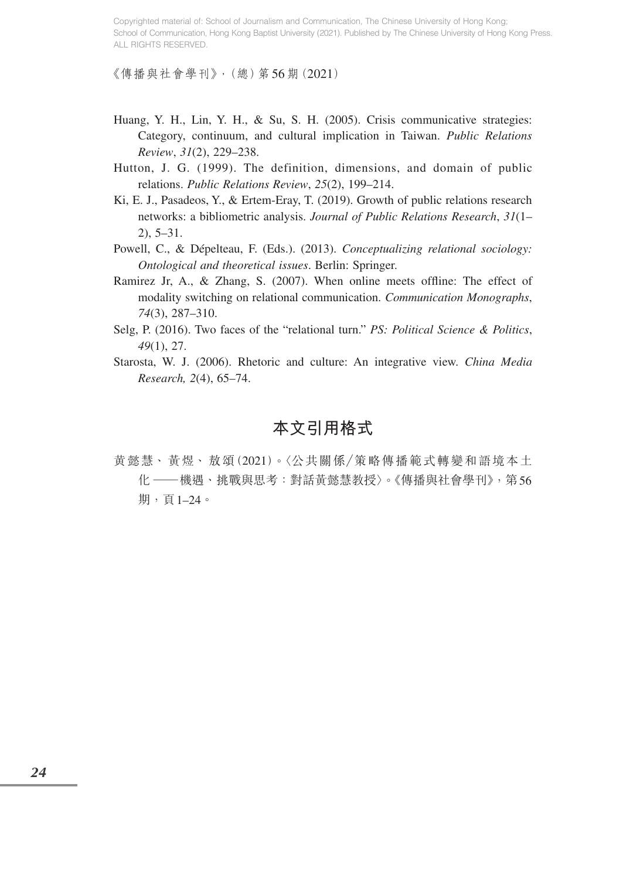Huang, Y. H., Lin, Y. H., & Su, S. H. (2005). Crisis communicative strategies: Category, continuum, and cultural implication in Taiwan. *Public Relations Review*, *31*(2), 229–238.

Hutton, J. G. (1999). The definition, dimensions, and domain of public relations. *Public Relations Review*, *25*(2), 199–214.

Ki, E. J., Pasadeos, Y., & Ertem-Eray, T. (2019). Growth of public relations research networks: a bibliometric analysis. *Journal of Public Relations Research*, *31*(1–2), 5–31.

Powell, C., & Dépelteau, F. (Eds.). (2013). *Conceptualizing relational sociology: Ontological and theoretical issues*. Berlin: Springer.

Ramirez Jr, A., & Zhang, S. (2007). When online meets offline: The effect of modality switching on relational communication. *Communication Monographs*, *74*(3), 287–310.

Selg, P. (2016). Two faces of the "relational turn." *PS: Political Science & Politics*, *49*(1), 27.

Starosta, W. J. (2006). Rhetoric and culture: An integrative view. *China Media Research, 2*(4), 65–74.

## 本文引用格式

黃懿慧、黃煜、敖頌（2021）。〈公共關係／策略傳播範式轉變和語境本土化——機遇、挑戰與思考：對話黃懿慧教授〉。《傳播與社會學刊》，第56期，頁1–24。